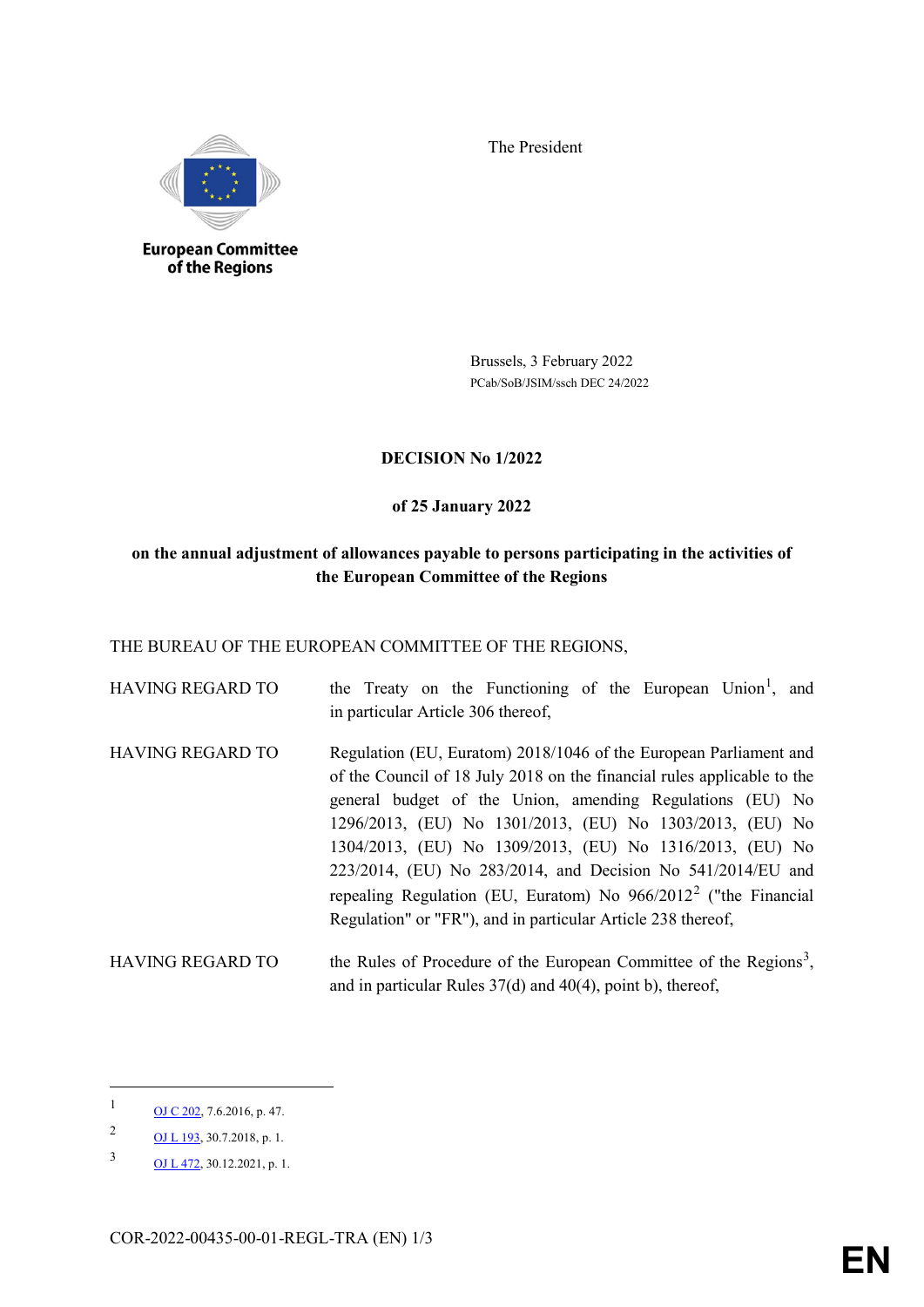European Committee of the Regions

The President

Brussels, 3 February 2022
PCab/SoB/JSIM/ssch DEC 24/2022

**DECISION No 1/2022**

**of 25 January 2022**

**on the annual adjustment of allowances payable to persons participating in the activities of the European Committee of the Regions**

THE BUREAU OF THE EUROPEAN COMMITTEE OF THE REGIONS,

HAVING REGARD TO the Treaty on the Functioning of the European Union[1], and in particular Article 306 thereof,

HAVING REGARD TO Regulation (EU, Euratom) 2018/1046 of the European Parliament and of the Council of 18 July 2018 on the financial rules applicable to the general budget of the Union, amending Regulations (EU) No 1296/2013, (EU) No 1301/2013, (EU) No 1303/2013, (EU) No 1304/2013, (EU) No 1309/2013, (EU) No 1316/2013, (EU) No 223/2014, (EU) No 283/2014, and Decision No 541/2014/EU and repealing Regulation (EU, Euratom) No 966/2012[2] ("the Financial Regulation" or "FR"), and in particular Article 238 thereof,

HAVING REGARD TO the Rules of Procedure of the European Committee of the Regions[3], and in particular Rules 37(d) and 40(4), point b), thereof,

---

[1] OJ C 202, 7.6.2016, p. 47.

[2] OJ L 193, 30.7.2018, p. 1.

[3] OJ L 472, 30.12.2021, p. 1.

COR-2022-00435-00-01-REGL-TRA (EN)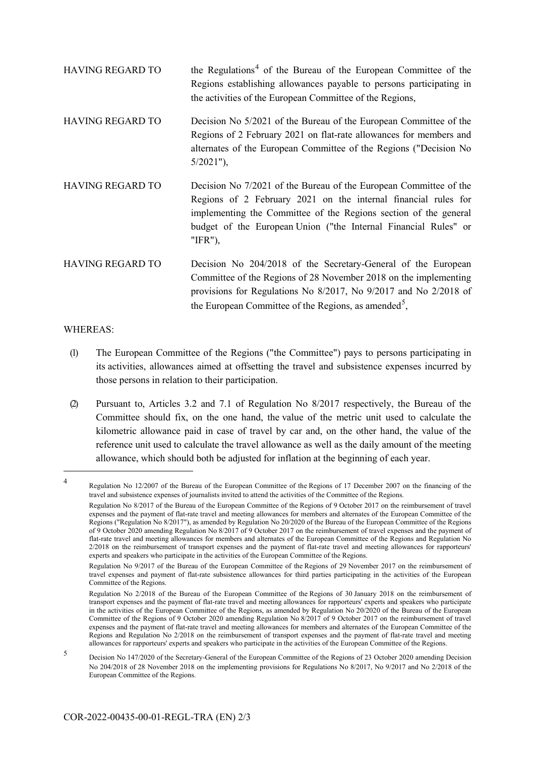HAVING REGARD TO the Regulations[4] of the Bureau of the European Committee of the Regions establishing allowances payable to persons participating in the activities of the European Committee of the Regions,

HAVING REGARD TO Decision No 5/2021 of the Bureau of the European Committee of the Regions of 2 February 2021 on flat-rate allowances for members and alternates of the European Committee of the Regions ("Decision No 5/2021"),

HAVING REGARD TO Decision No 7/2021 of the Bureau of the European Committee of the Regions of 2 February 2021 on the internal financial rules for implementing the Committee of the Regions section of the general budget of the European Union ("the Internal Financial Rules" or "IFR"),

HAVING REGARD TO Decision No 204/2018 of the Secretary-General of the European Committee of the Regions of 28 November 2018 on the implementing provisions for Regulations No 8/2017, No 9/2017 and No 2/2018 of the European Committee of the Regions, as amended[5],

WHEREAS:

(1) The European Committee of the Regions ("the Committee") pays to persons participating in its activities, allowances aimed at offsetting the travel and subsistence expenses incurred by those persons in relation to their participation.

(2) Pursuant to, Articles 3.2 and 7.1 of Regulation No 8/2017 respectively, the Bureau of the Committee should fix, on the one hand, the value of the metric unit used to calculate the kilometric allowance paid in case of travel by car and, on the other hand, the value of the reference unit used to calculate the travel allowance as well as the daily amount of the meeting allowance, which should both be adjusted for inflation at the beginning of each year.

---

[4] Regulation No 12/2007 of the Bureau of the European Committee of the Regions of 17 December 2007 on the financing of the travel and subsistence expenses of journalists invited to attend the activities of the Committee of the Regions.

Regulation No 8/2017 of the Bureau of the European Committee of the Regions of 9 October 2017 on the reimbursement of travel expenses and the payment of flat-rate travel and meeting allowances for members and alternates of the European Committee of the Regions ("Regulation No 8/2017"), as amended by Regulation No 20/2020 of the Bureau of the European Committee of the Regions of 9 October 2020 amending Regulation No 8/2017 of 9 October 2017 on the reimbursement of travel expenses and the payment of flat-rate travel and meeting allowances for members and alternates of the European Committee of the Regions and Regulation No 2/2018 on the reimbursement of transport expenses and the payment of flat-rate travel and meeting allowances for rapporteurs' experts and speakers who participate in the activities of the European Committee of the Regions.

Regulation No 9/2017 of the Bureau of the European Committee of the Regions of 29 November 2017 on the reimbursement of travel expenses and payment of flat-rate subsistence allowances for third parties participating in the activities of the European Committee of the Regions.

Regulation No 2/2018 of the Bureau of the European Committee of the Regions of 30 January 2018 on the reimbursement of transport expenses and the payment of flat-rate travel and meeting allowances for rapporteurs' experts and speakers who participate in the activities of the European Committee of the Regions, as amended by Regulation No 20/2020 of the Bureau of the European Committee of the Regions of 9 October 2020 amending Regulation No 8/2017 of 9 October 2017 on the reimbursement of travel expenses and the payment of flat-rate travel and meeting allowances for members and alternates of the European Committee of the Regions and Regulation No 2/2018 on the reimbursement of transport expenses and the payment of flat-rate travel and meeting allowances for rapporteurs' experts and speakers who participate in the activities of the European Committee of the Regions.

[5] Decision No 147/2020 of the Secretary-General of the European Committee of the Regions of 23 October 2020 amending Decision No 204/2018 of 28 November 2018 on the implementing provisions for Regulations No 8/2017, No 9/2017 and No 2/2018 of the European Committee of the Regions.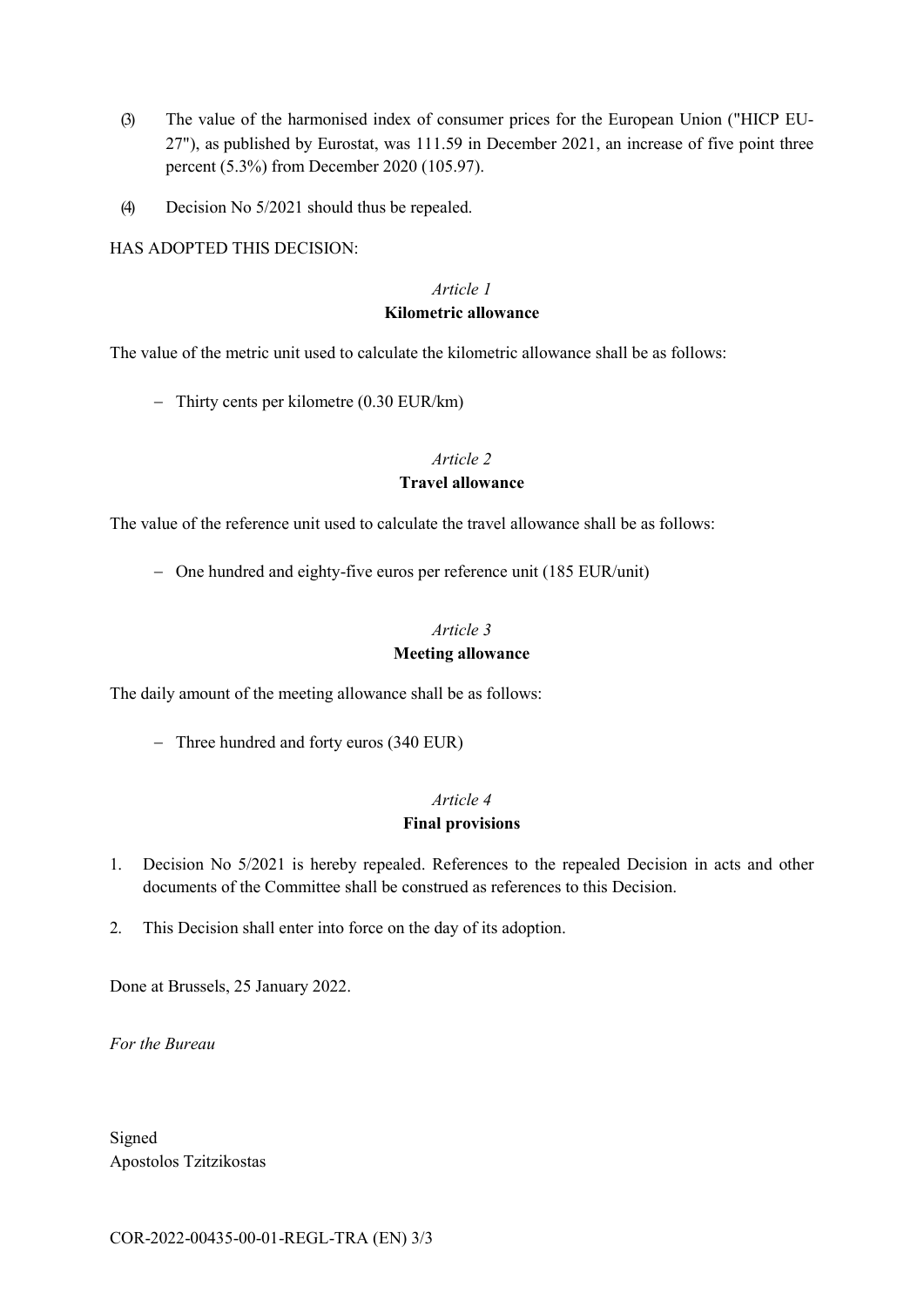(3) The value of the harmonised index of consumer prices for the European Union ("HICP EU-27"), as published by Eurostat, was 111.59 in December 2021, an increase of five point three percent (5.3%) from December 2020 (105.97).

(4) Decision No 5/2021 should thus be repealed.

HAS ADOPTED THIS DECISION:

*Article 1*

**Kilometric allowance**

The value of the metric unit used to calculate the kilometric allowance shall be as follows:

- Thirty cents per kilometre (0.30 EUR/km)

*Article 2*

**Travel allowance**

The value of the reference unit used to calculate the travel allowance shall be as follows:

- One hundred and eighty-five euros per reference unit (185 EUR/unit)

*Article 3*

**Meeting allowance**

The daily amount of the meeting allowance shall be as follows:

- Three hundred and forty euros (340 EUR)

*Article 4*

**Final provisions**

1. Decision No 5/2021 is hereby repealed. References to the repealed Decision in acts and other documents of the Committee shall be construed as references to this Decision.

2. This Decision shall enter into force on the day of its adoption.

Done at Brussels, 25 January 2022.

*For the Bureau*

Signed
Apostolos Tzitzikostas

COR-2022-00435-00-01-REGL-TRA (EN)